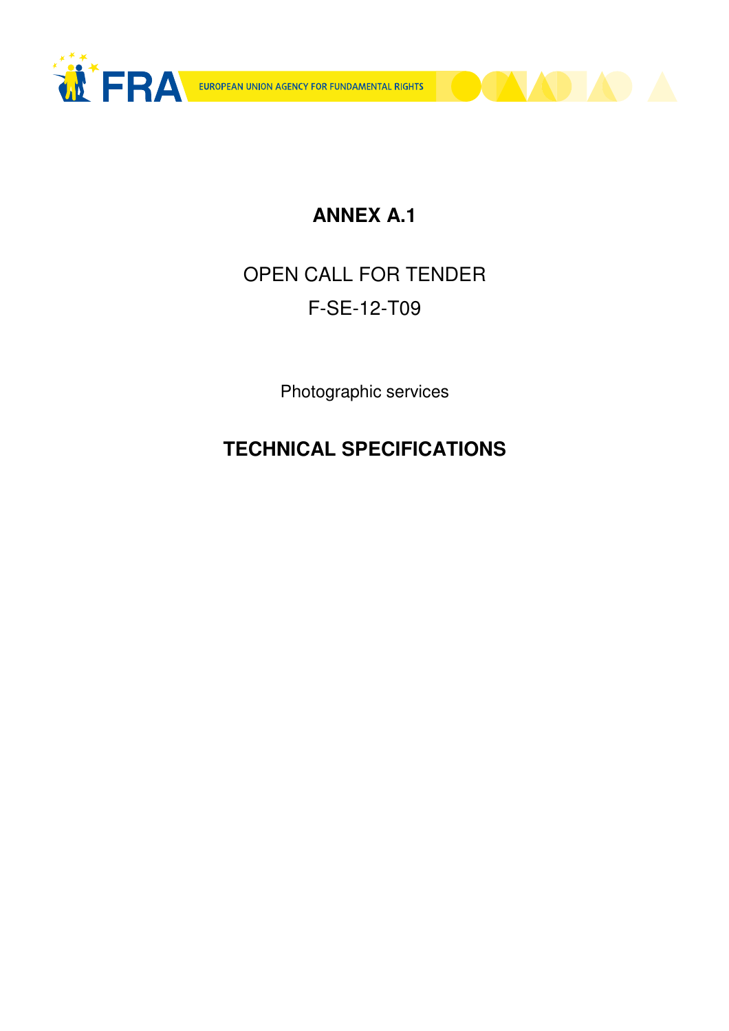# ANNEX A.1

OPEN CALL FOR TENDER

F-SE-12-T09

Photographic services

## TECHNICAL SPECIFICATIONS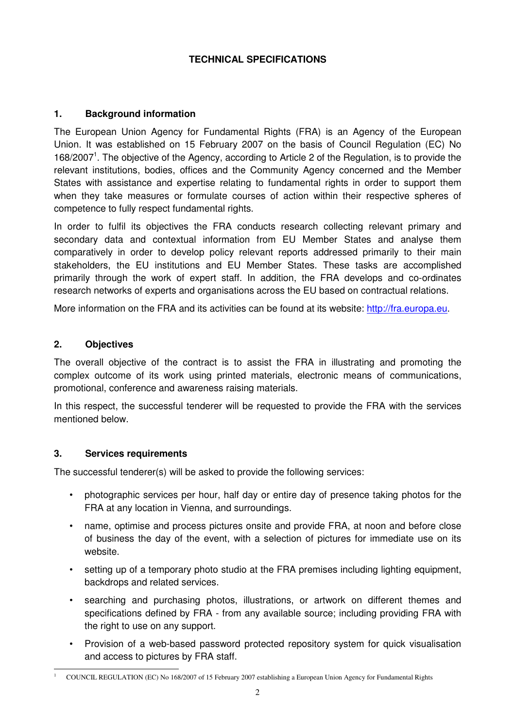## TECHNICAL SPECIFICATIONS

### 1. Background information

The European Union Agency for Fundamental Rights (FRA) is an Agency of the European Union. It was established on 15 February 2007 on the basis of Council Regulation (EC) No 168/2007[1]. The objective of the Agency, according to Article 2 of the Regulation, is to provide the relevant institutions, bodies, offices and the Community Agency concerned and the Member States with assistance and expertise relating to fundamental rights in order to support them when they take measures or formulate courses of action within their respective spheres of competence to fully respect fundamental rights.

In order to fulfil its objectives the FRA conducts research collecting relevant primary and secondary data and contextual information from EU Member States and analyse them comparatively in order to develop policy relevant reports addressed primarily to their main stakeholders, the EU institutions and EU Member States. These tasks are accomplished primarily through the work of expert staff. In addition, the FRA develops and co-ordinates research networks of experts and organisations across the EU based on contractual relations.

More information on the FRA and its activities can be found at its website: http://fra.europa.eu.

### 2. Objectives

The overall objective of the contract is to assist the FRA in illustrating and promoting the complex outcome of its work using printed materials, electronic means of communications, promotional, conference and awareness raising materials.

In this respect, the successful tenderer will be requested to provide the FRA with the services mentioned below.

### 3. Services requirements

The successful tenderer(s) will be asked to provide the following services:

- photographic services per hour, half day or entire day of presence taking photos for the FRA at any location in Vienna, and surroundings.
- name, optimise and process pictures onsite and provide FRA, at noon and before close of business the day of the event, with a selection of pictures for immediate use on its website.
- setting up of a temporary photo studio at the FRA premises including lighting equipment, backdrops and related services.
- searching and purchasing photos, illustrations, or artwork on different themes and specifications defined by FRA - from any available source; including providing FRA with the right to use on any support.
- Provision of a web-based password protected repository system for quick visualisation and access to pictures by FRA staff.

---

[1] COUNCIL REGULATION (EC) No 168/2007 of 15 February 2007 establishing a European Union Agency for Fundamental Rights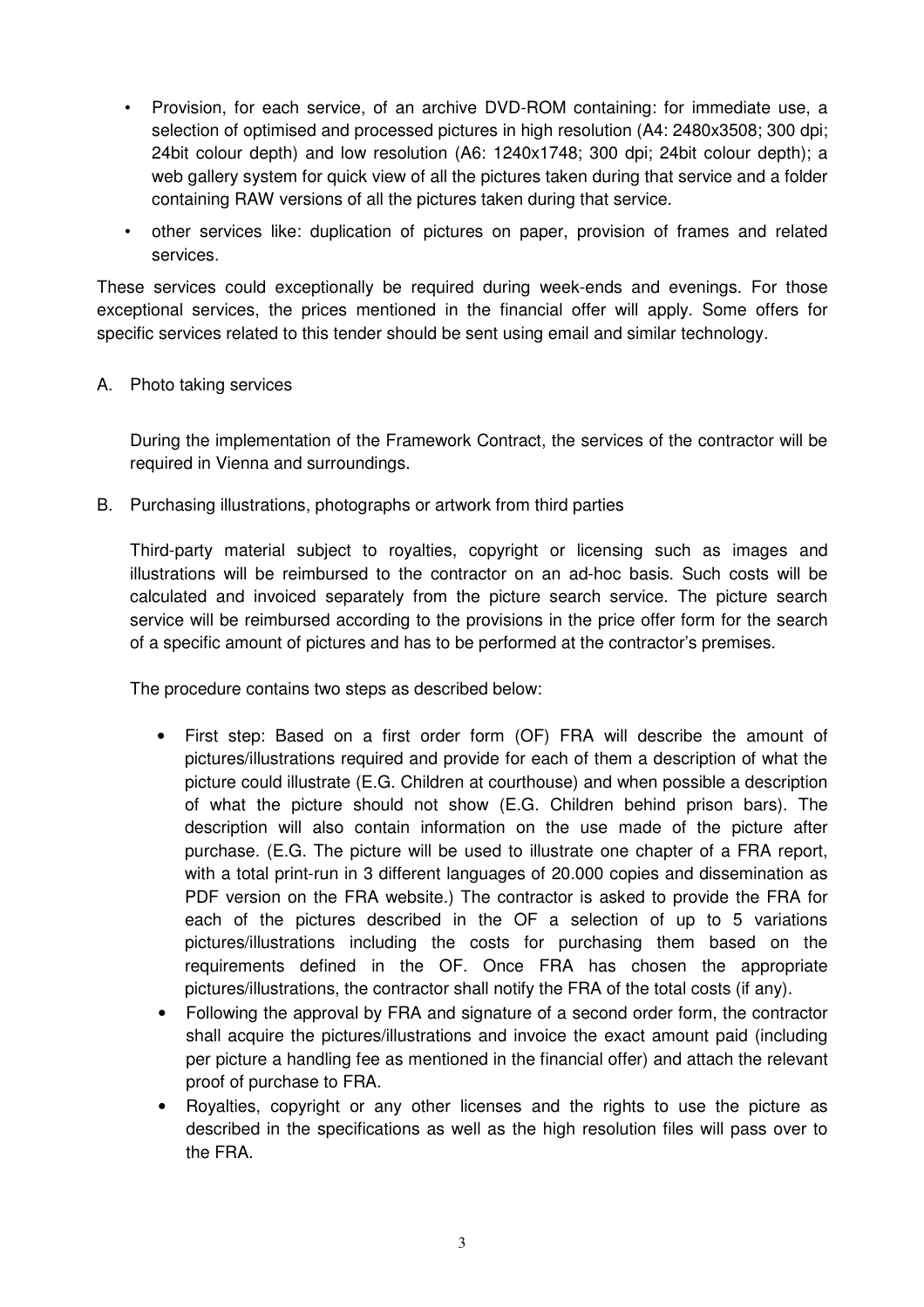- Provision, for each service, of an archive DVD-ROM containing: for immediate use, a selection of optimised and processed pictures in high resolution (A4: 2480x3508; 300 dpi; 24bit colour depth) and low resolution (A6: 1240x1748; 300 dpi; 24bit colour depth); a web gallery system for quick view of all the pictures taken during that service and a folder containing RAW versions of all the pictures taken during that service.
- other services like: duplication of pictures on paper, provision of frames and related services.

These services could exceptionally be required during week-ends and evenings. For those exceptional services, the prices mentioned in the financial offer will apply. Some offers for specific services related to this tender should be sent using email and similar technology.

A. Photo taking services

During the implementation of the Framework Contract, the services of the contractor will be required in Vienna and surroundings.

B. Purchasing illustrations, photographs or artwork from third parties

Third-party material subject to royalties, copyright or licensing such as images and illustrations will be reimbursed to the contractor on an ad-hoc basis. Such costs will be calculated and invoiced separately from the picture search service. The picture search service will be reimbursed according to the provisions in the price offer form for the search of a specific amount of pictures and has to be performed at the contractor's premises.

The procedure contains two steps as described below:

- First step: Based on a first order form (OF) FRA will describe the amount of pictures/illustrations required and provide for each of them a description of what the picture could illustrate (E.G. Children at courthouse) and when possible a description of what the picture should not show (E.G. Children behind prison bars). The description will also contain information on the use made of the picture after purchase. (E.G. The picture will be used to illustrate one chapter of a FRA report, with a total print-run in 3 different languages of 20.000 copies and dissemination as PDF version on the FRA website.) The contractor is asked to provide the FRA for each of the pictures described in the OF a selection of up to 5 variations pictures/illustrations including the costs for purchasing them based on the requirements defined in the OF. Once FRA has chosen the appropriate pictures/illustrations, the contractor shall notify the FRA of the total costs (if any).
- Following the approval by FRA and signature of a second order form, the contractor shall acquire the pictures/illustrations and invoice the exact amount paid (including per picture a handling fee as mentioned in the financial offer) and attach the relevant proof of purchase to FRA.
- Royalties, copyright or any other licenses and the rights to use the picture as described in the specifications as well as the high resolution files will pass over to the FRA.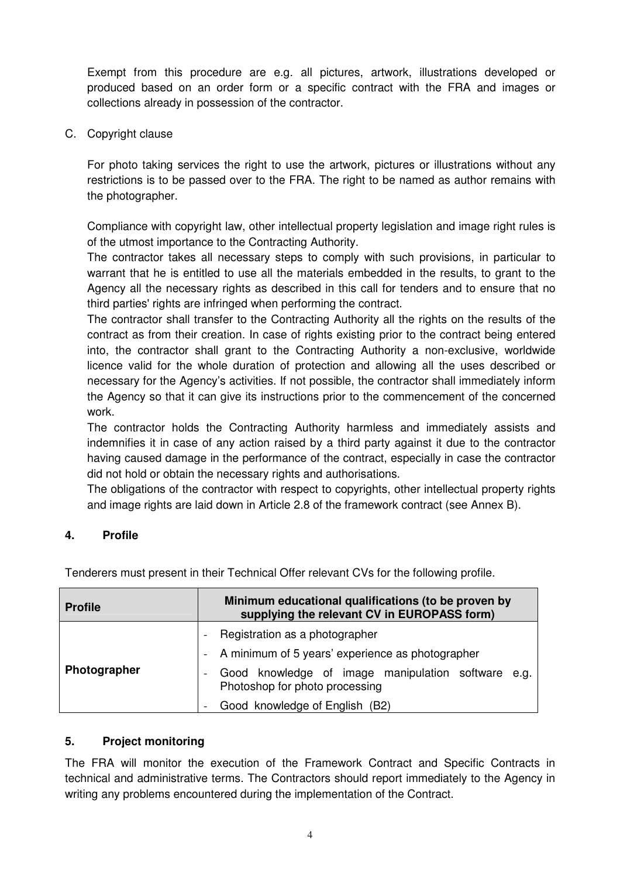Exempt from this procedure are e.g. all pictures, artwork, illustrations developed or produced based on an order form or a specific contract with the FRA and images or collections already in possession of the contractor.

C. Copyright clause

For photo taking services the right to use the artwork, pictures or illustrations without any restrictions is to be passed over to the FRA. The right to be named as author remains with the photographer.

Compliance with copyright law, other intellectual property legislation and image right rules is of the utmost importance to the Contracting Authority.
The contractor takes all necessary steps to comply with such provisions, in particular to warrant that he is entitled to use all the materials embedded in the results, to grant to the Agency all the necessary rights as described in this call for tenders and to ensure that no third parties' rights are infringed when performing the contract.
The contractor shall transfer to the Contracting Authority all the rights on the results of the contract as from their creation. In case of rights existing prior to the contract being entered into, the contractor shall grant to the Contracting Authority a non-exclusive, worldwide licence valid for the whole duration of protection and allowing all the uses described or necessary for the Agency's activities. If not possible, the contractor shall immediately inform the Agency so that it can give its instructions prior to the commencement of the concerned work.
The contractor holds the Contracting Authority harmless and immediately assists and indemnifies it in case of any action raised by a third party against it due to the contractor having caused damage in the performance of the contract, especially in case the contractor did not hold or obtain the necessary rights and authorisations.
The obligations of the contractor with respect to copyrights, other intellectual property rights and image rights are laid down in Article 2.8 of the framework contract (see Annex B).

## 4. Profile

Tenderers must present in their Technical Offer relevant CVs for the following profile.

| Profile | Minimum educational qualifications (to be proven by supplying the relevant CV in EUROPASS form) |
|---|---|
| **Photographer** | - Registration as a photographer<br>- A minimum of 5 years' experience as photographer<br>- Good knowledge of image manipulation software e.g. Photoshop for photo processing<br>- Good knowledge of English (B2) |

## 5. Project monitoring

The FRA will monitor the execution of the Framework Contract and Specific Contracts in technical and administrative terms. The Contractors should report immediately to the Agency in writing any problems encountered during the implementation of the Contract.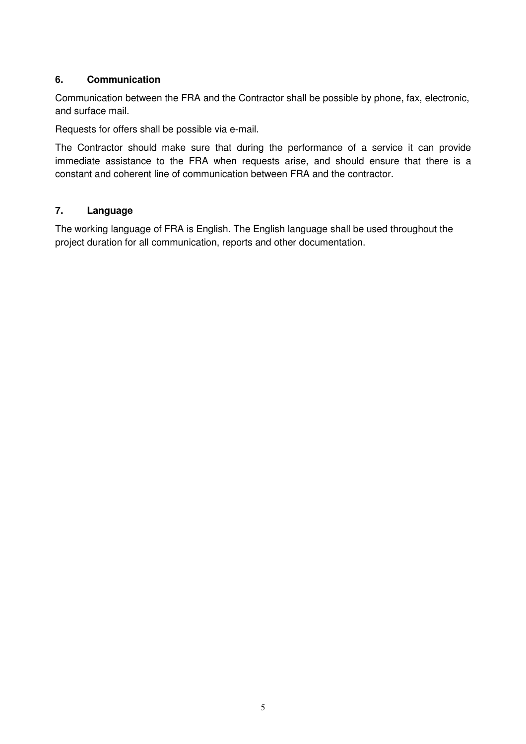## 6. Communication

Communication between the FRA and the Contractor shall be possible by phone, fax, electronic, and surface mail.

Requests for offers shall be possible via e-mail.

The Contractor should make sure that during the performance of a service it can provide immediate assistance to the FRA when requests arise, and should ensure that there is a constant and coherent line of communication between FRA and the contractor.

## 7. Language

The working language of FRA is English. The English language shall be used throughout the project duration for all communication, reports and other documentation.